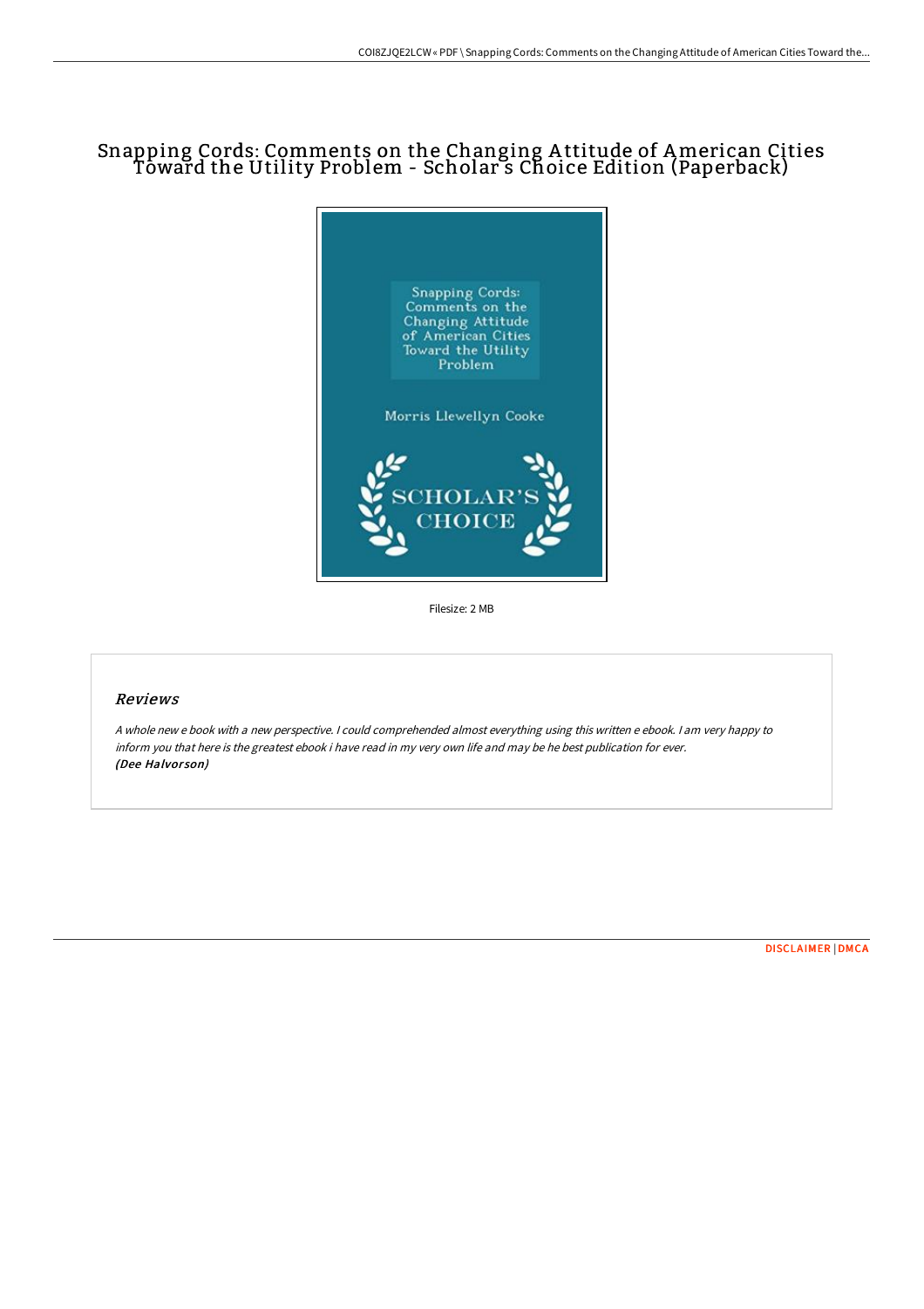# Snapping Cords: Comments on the Changing Attitude of American Cities Toward the Utility Problem - Scholar s Choice Edition (Paperback)

Snapping Cords: Comments on the Changing Attitude of American Cities Toward the Utility Problem

Morris Llewellyn Cooke

SCHOLAR'S CHOICE

Filesize: 2 MB

## *Reviews*

*A whole new e book with a new perspective. I could comprehended almost everything using this written e ebook. I am very happy to inform you that here is the greatest ebook i have read in my very own life and may be he best publication for ever.*
***(Dee Halvorson)***

DISCLAIMER | DMCA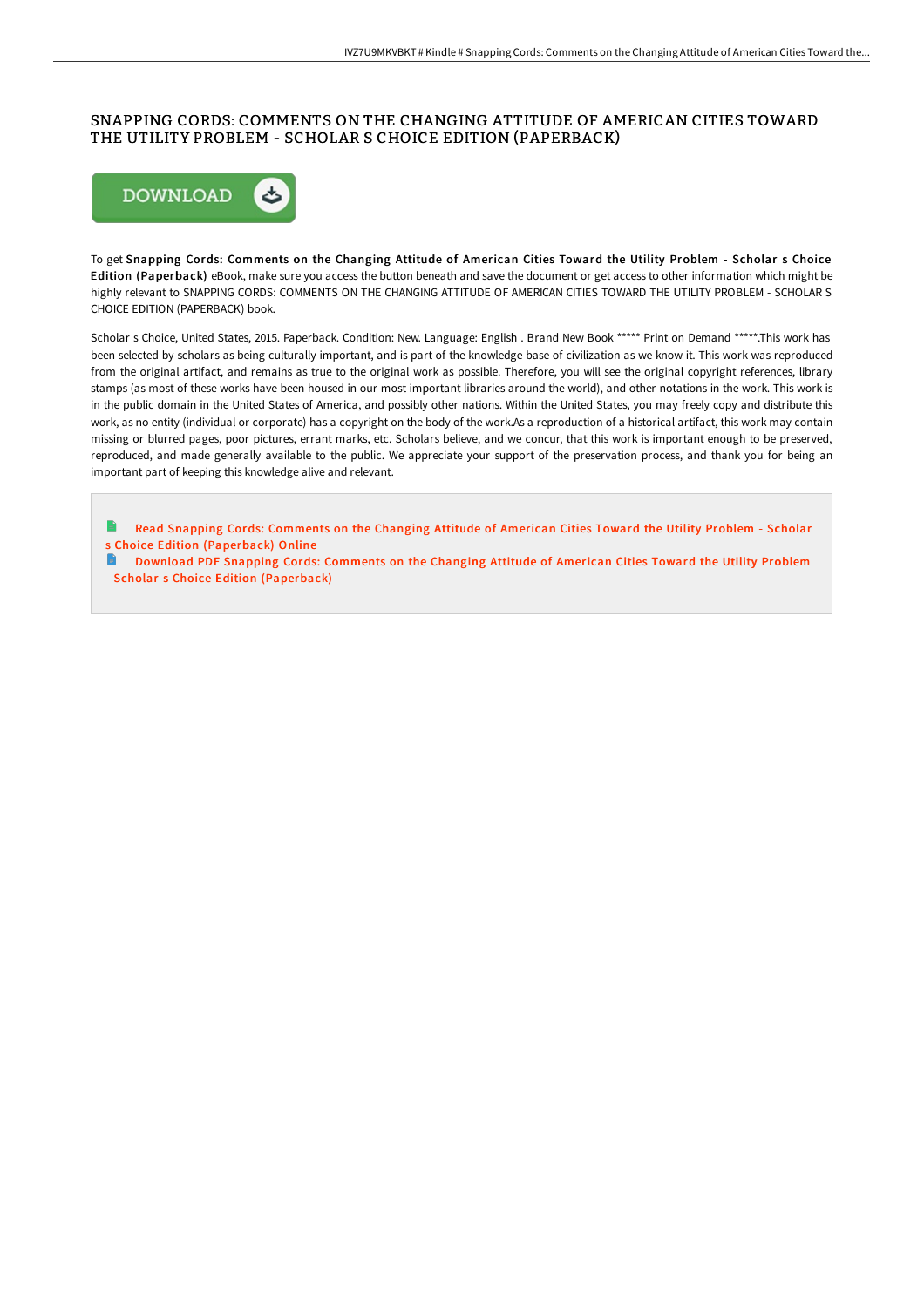# SNAPPING CORDS: COMMENTS ON THE CHANGING ATTITUDE OF AMERICAN CITIES TOWARD THE UTILITY PROBLEM - SCHOLAR S CHOICE EDITION (PAPERBACK)

DOWNLOAD

To get **Snapping Cords: Comments on the Changing Attitude of American Cities Toward the Utility Problem - Scholar s Choice Edition (Paperback)** eBook, make sure you access the button beneath and save the document or get access to other information which might be highly relevant to SNAPPING CORDS: COMMENTS ON THE CHANGING ATTITUDE OF AMERICAN CITIES TOWARD THE UTILITY PROBLEM - SCHOLAR S CHOICE EDITION (PAPERBACK) book.

Scholar s Choice, United States, 2015. Paperback. Condition: New. Language: English . Brand New Book ***** Print on Demand *****.This work has been selected by scholars as being culturally important, and is part of the knowledge base of civilization as we know it. This work was reproduced from the original artifact, and remains as true to the original work as possible. Therefore, you will see the original copyright references, library stamps (as most of these works have been housed in our most important libraries around the world), and other notations in the work. This work is in the public domain in the United States of America, and possibly other nations. Within the United States, you may freely copy and distribute this work, as no entity (individual or corporate) has a copyright on the body of the work.As a reproduction of a historical artifact, this work may contain missing or blurred pages, poor pictures, errant marks, etc. Scholars believe, and we concur, that this work is important enough to be preserved, reproduced, and made generally available to the public. We appreciate your support of the preservation process, and thank you for being an important part of keeping this knowledge alive and relevant.

- Read Snapping Cords: Comments on the Changing Attitude of American Cities Toward the Utility Problem - Scholar s Choice Edition (Paperback) Online
- Download PDF Snapping Cords: Comments on the Changing Attitude of American Cities Toward the Utility Problem - Scholar s Choice Edition (Paperback)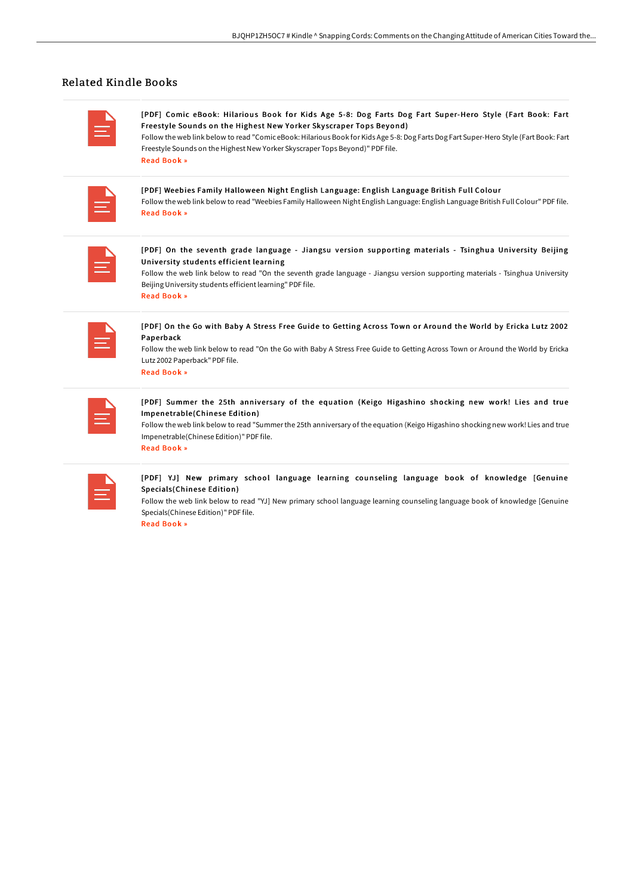## Related Kindle Books

[PDF] Comic eBook: Hilarious Book for Kids Age 5-8: Dog Farts Dog Fart Super-Hero Style (Fart Book: Fart Freestyle Sounds on the Highest New Yorker Skyscraper Tops Beyond)

Follow the web link below to read "Comic eBook: Hilarious Book for Kids Age 5-8: Dog Farts Dog Fart Super-Hero Style (Fart Book: Fart Freestyle Sounds on the Highest New Yorker Skyscraper Tops Beyond)" PDF file.

Read Book »

[PDF] Weebies Family Halloween Night English Language: English Language British Full Colour

Follow the web link below to read "Weebies Family Halloween Night English Language: English Language British Full Colour" PDF file.

Read Book »

[PDF] On the seventh grade language - Jiangsu version supporting materials - Tsinghua University Beijing University students efficient learning

Follow the web link below to read "On the seventh grade language - Jiangsu version supporting materials - Tsinghua University Beijing University students efficient learning" PDF file.

Read Book »

[PDF] On the Go with Baby A Stress Free Guide to Getting Across Town or Around the World by Ericka Lutz 2002 Paperback

Follow the web link below to read "On the Go with Baby A Stress Free Guide to Getting Across Town or Around the World by Ericka Lutz 2002 Paperback" PDF file.

Read Book »

[PDF] Summer the 25th anniversary of the equation (Keigo Higashino shocking new work! Lies and true Impenetrable(Chinese Edition)

Follow the web link below to read "Summer the 25th anniversary of the equation (Keigo Higashino shocking new work! Lies and true Impenetrable(Chinese Edition)" PDF file.

Read Book »

[PDF] YJ] New primary school language learning counseling language book of knowledge [Genuine Specials(Chinese Edition)

Follow the web link below to read "YJ] New primary school language learning counseling language book of knowledge [Genuine Specials(Chinese Edition)" PDF file.

Read Book »